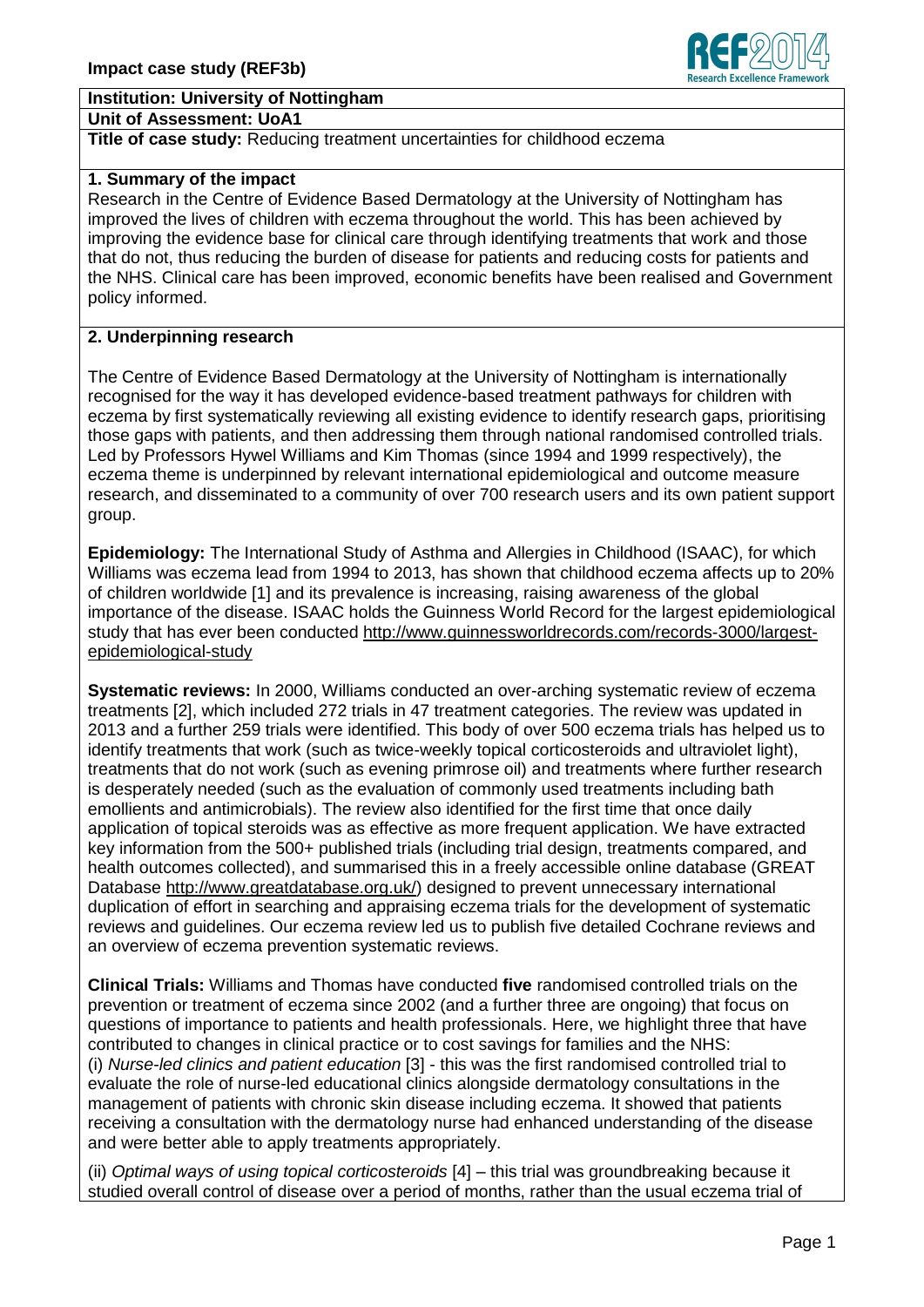**Impact case study (REF3b)**

**Institution: University of Nottingham**

**Unit of Assessment: UoA1**

**Title of case study:** Reducing treatment uncertainties for childhood eczema

## 1. Summary of the impact

Research in the Centre of Evidence Based Dermatology at the University of Nottingham has improved the lives of children with eczema throughout the world. This has been achieved by improving the evidence base for clinical care through identifying treatments that work and those that do not, thus reducing the burden of disease for patients and reducing costs for patients and the NHS. Clinical care has been improved, economic benefits have been realised and Government policy informed.

## 2. Underpinning research

The Centre of Evidence Based Dermatology at the University of Nottingham is internationally recognised for the way it has developed evidence-based treatment pathways for children with eczema by first systematically reviewing all existing evidence to identify research gaps, prioritising those gaps with patients, and then addressing them through national randomised controlled trials. Led by Professors Hywel Williams and Kim Thomas (since 1994 and 1999 respectively), the eczema theme is underpinned by relevant international epidemiological and outcome measure research, and disseminated to a community of over 700 research users and its own patient support group.

**Epidemiology:** The International Study of Asthma and Allergies in Childhood (ISAAC), for which Williams was eczema lead from 1994 to 2013, has shown that childhood eczema affects up to 20% of children worldwide [1] and its prevalence is increasing, raising awareness of the global importance of the disease. ISAAC holds the Guinness World Record for the largest epidemiological study that has ever been conducted http://www.guinnessworldrecords.com/records-3000/largest-epidemiological-study

**Systematic reviews:** In 2000, Williams conducted an over-arching systematic review of eczema treatments [2], which included 272 trials in 47 treatment categories. The review was updated in 2013 and a further 259 trials were identified. This body of over 500 eczema trials has helped us to identify treatments that work (such as twice-weekly topical corticosteroids and ultraviolet light), treatments that do not work (such as evening primrose oil) and treatments where further research is desperately needed (such as the evaluation of commonly used treatments including bath emollients and antimicrobials). The review also identified for the first time that once daily application of topical steroids was as effective as more frequent application. We have extracted key information from the 500+ published trials (including trial design, treatments compared, and health outcomes collected), and summarised this in a freely accessible online database (GREAT Database http://www.greatdatabase.org.uk/) designed to prevent unnecessary international duplication of effort in searching and appraising eczema trials for the development of systematic reviews and guidelines. Our eczema review led us to publish five detailed Cochrane reviews and an overview of eczema prevention systematic reviews.

**Clinical Trials:** Williams and Thomas have conducted **five** randomised controlled trials on the prevention or treatment of eczema since 2002 (and a further three are ongoing) that focus on questions of importance to patients and health professionals. Here, we highlight three that have contributed to changes in clinical practice or to cost savings for families and the NHS:

(i) *Nurse-led clinics and patient education* [3] - this was the first randomised controlled trial to evaluate the role of nurse-led educational clinics alongside dermatology consultations in the management of patients with chronic skin disease including eczema. It showed that patients receiving a consultation with the dermatology nurse had enhanced understanding of the disease and were better able to apply treatments appropriately.

(ii) *Optimal ways of using topical corticosteroids* [4] – this trial was groundbreaking because it studied overall control of disease over a period of months, rather than the usual eczema trial of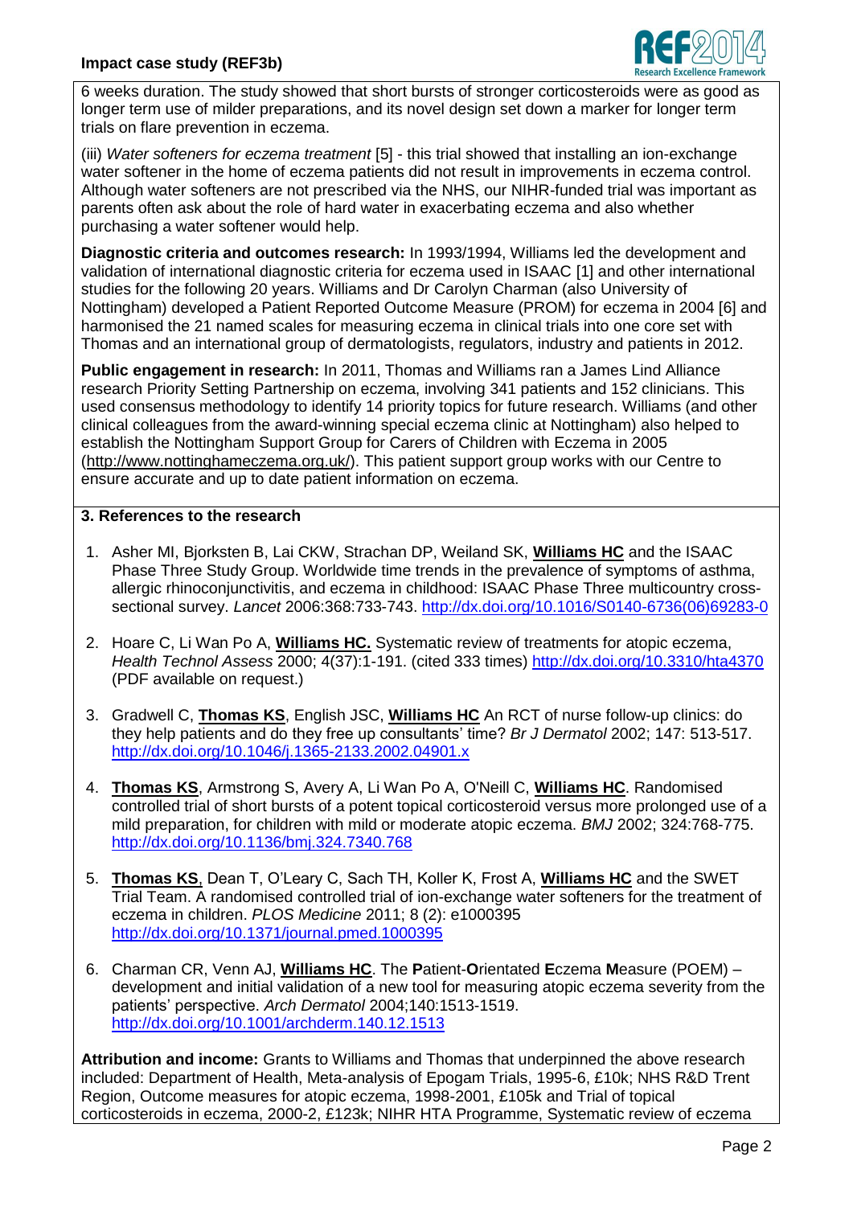6 weeks duration. The study showed that short bursts of stronger corticosteroids were as good as longer term use of milder preparations, and its novel design set down a marker for longer term trials on flare prevention in eczema.

(iii) *Water softeners for eczema treatment* [5] - this trial showed that installing an ion-exchange water softener in the home of eczema patients did not result in improvements in eczema control. Although water softeners are not prescribed via the NHS, our NIHR-funded trial was important as parents often ask about the role of hard water in exacerbating eczema and also whether purchasing a water softener would help.

**Diagnostic criteria and outcomes research:** In 1993/1994, Williams led the development and validation of international diagnostic criteria for eczema used in ISAAC [1] and other international studies for the following 20 years. Williams and Dr Carolyn Charman (also University of Nottingham) developed a Patient Reported Outcome Measure (PROM) for eczema in 2004 [6] and harmonised the 21 named scales for measuring eczema in clinical trials into one core set with Thomas and an international group of dermatologists, regulators, industry and patients in 2012.

**Public engagement in research:** In 2011, Thomas and Williams ran a James Lind Alliance research Priority Setting Partnership on eczema, involving 341 patients and 152 clinicians. This used consensus methodology to identify 14 priority topics for future research. Williams (and other clinical colleagues from the award-winning special eczema clinic at Nottingham) also helped to establish the Nottingham Support Group for Carers of Children with Eczema in 2005 (http://www.nottinghameczema.org.uk/). This patient support group works with our Centre to ensure accurate and up to date patient information on eczema.

## 3. References to the research

1. Asher MI, Bjorksten B, Lai CKW, Strachan DP, Weiland SK, **Williams HC** and the ISAAC Phase Three Study Group. Worldwide time trends in the prevalence of symptoms of asthma, allergic rhinoconjunctivitis, and eczema in childhood: ISAAC Phase Three multicountry cross-sectional survey. *Lancet* 2006:368:733-743. http://dx.doi.org/10.1016/S0140-6736(06)69283-0

2. Hoare C, Li Wan Po A, **Williams HC.** Systematic review of treatments for atopic eczema, *Health Technol Assess* 2000; 4(37):1-191. (cited 333 times) http://dx.doi.org/10.3310/hta4370 (PDF available on request.)

3. Gradwell C, **Thomas KS**, English JSC, **Williams HC** An RCT of nurse follow-up clinics: do they help patients and do they free up consultants' time? *Br J Dermatol* 2002; 147: 513-517. http://dx.doi.org/10.1046/j.1365-2133.2002.04901.x

4. **Thomas KS**, Armstrong S, Avery A, Li Wan Po A, O'Neill C, **Williams HC**. Randomised controlled trial of short bursts of a potent topical corticosteroid versus more prolonged use of a mild preparation, for children with mild or moderate atopic eczema. *BMJ* 2002; 324:768-775. http://dx.doi.org/10.1136/bmj.324.7340.768

5. **Thomas KS**, Dean T, O'Leary C, Sach TH, Koller K, Frost A, **Williams HC** and the SWET Trial Team. A randomised controlled trial of ion-exchange water softeners for the treatment of eczema in children. *PLOS Medicine* 2011; 8 (2): e1000395 http://dx.doi.org/10.1371/journal.pmed.1000395

6. Charman CR, Venn AJ, **Williams HC**. The **P**atient-**O**rientated **E**czema **M**easure (POEM) – development and initial validation of a new tool for measuring atopic eczema severity from the patients' perspective. *Arch Dermatol* 2004;140:1513-1519. http://dx.doi.org/10.1001/archderm.140.12.1513

**Attribution and income:** Grants to Williams and Thomas that underpinned the above research included: Department of Health, Meta-analysis of Epogam Trials, 1995-6, £10k; NHS R&D Trent Region, Outcome measures for atopic eczema, 1998-2001, £105k and Trial of topical corticosteroids in eczema, 2000-2, £123k; NIHR HTA Programme, Systematic review of eczema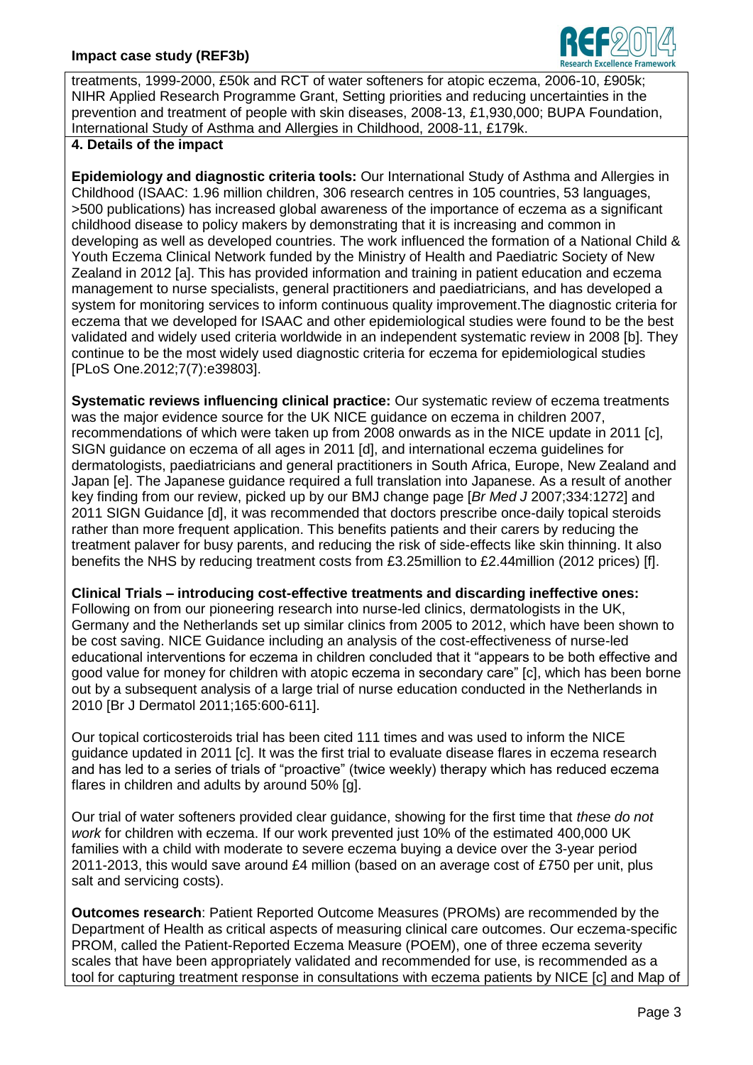treatments, 1999-2000, £50k and RCT of water softeners for atopic eczema, 2006-10, £905k; NIHR Applied Research Programme Grant, Setting priorities and reducing uncertainties in the prevention and treatment of people with skin diseases, 2008-13, £1,930,000; BUPA Foundation, International Study of Asthma and Allergies in Childhood, 2008-11, £179k.

## 4. Details of the impact

**Epidemiology and diagnostic criteria tools:** Our International Study of Asthma and Allergies in Childhood (ISAAC: 1.96 million children, 306 research centres in 105 countries, 53 languages, >500 publications) has increased global awareness of the importance of eczema as a significant childhood disease to policy makers by demonstrating that it is increasing and common in developing as well as developed countries. The work influenced the formation of a National Child & Youth Eczema Clinical Network funded by the Ministry of Health and Paediatric Society of New Zealand in 2012 [a]. This has provided information and training in patient education and eczema management to nurse specialists, general practitioners and paediatricians, and has developed a system for monitoring services to inform continuous quality improvement.The diagnostic criteria for eczema that we developed for ISAAC and other epidemiological studies were found to be the best validated and widely used criteria worldwide in an independent systematic review in 2008 [b]. They continue to be the most widely used diagnostic criteria for eczema for epidemiological studies [PLoS One.2012;7(7):e39803].

**Systematic reviews influencing clinical practice:** Our systematic review of eczema treatments was the major evidence source for the UK NICE guidance on eczema in children 2007, recommendations of which were taken up from 2008 onwards as in the NICE update in 2011 [c], SIGN guidance on eczema of all ages in 2011 [d], and international eczema guidelines for dermatologists, paediatricians and general practitioners in South Africa, Europe, New Zealand and Japan [e]. The Japanese guidance required a full translation into Japanese. As a result of another key finding from our review, picked up by our BMJ change page [*Br Med J* 2007;334:1272] and 2011 SIGN Guidance [d], it was recommended that doctors prescribe once-daily topical steroids rather than more frequent application. This benefits patients and their carers by reducing the treatment palaver for busy parents, and reducing the risk of side-effects like skin thinning. It also benefits the NHS by reducing treatment costs from £3.25million to £2.44million (2012 prices) [f].

**Clinical Trials – introducing cost-effective treatments and discarding ineffective ones:** Following on from our pioneering research into nurse-led clinics, dermatologists in the UK, Germany and the Netherlands set up similar clinics from 2005 to 2012, which have been shown to be cost saving. NICE Guidance including an analysis of the cost-effectiveness of nurse-led educational interventions for eczema in children concluded that it "appears to be both effective and good value for money for children with atopic eczema in secondary care" [c], which has been borne out by a subsequent analysis of a large trial of nurse education conducted in the Netherlands in 2010 [Br J Dermatol 2011;165:600-611].

Our topical corticosteroids trial has been cited 111 times and was used to inform the NICE guidance updated in 2011 [c]. It was the first trial to evaluate disease flares in eczema research and has led to a series of trials of "proactive" (twice weekly) therapy which has reduced eczema flares in children and adults by around 50% [g].

Our trial of water softeners provided clear guidance, showing for the first time that *these do not work* for children with eczema. If our work prevented just 10% of the estimated 400,000 UK families with a child with moderate to severe eczema buying a device over the 3-year period 2011-2013, this would save around £4 million (based on an average cost of £750 per unit, plus salt and servicing costs).

**Outcomes research**: Patient Reported Outcome Measures (PROMs) are recommended by the Department of Health as critical aspects of measuring clinical care outcomes. Our eczema-specific PROM, called the Patient-Reported Eczema Measure (POEM), one of three eczema severity scales that have been appropriately validated and recommended for use, is recommended as a tool for capturing treatment response in consultations with eczema patients by NICE [c] and Map of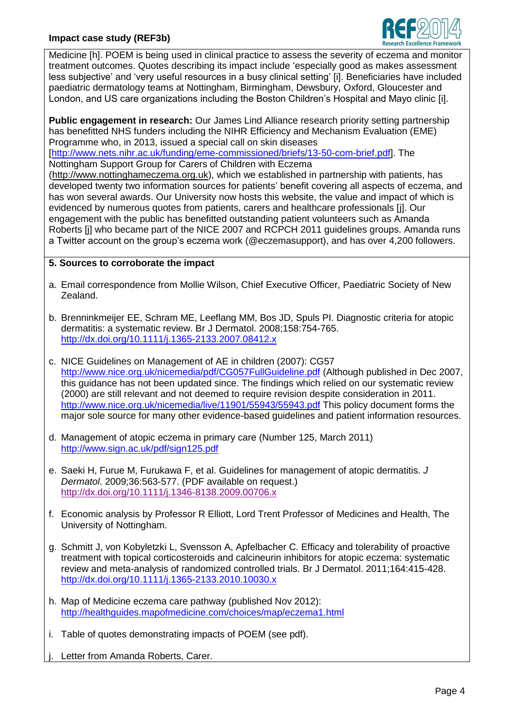Medicine [h]. POEM is being used in clinical practice to assess the severity of eczema and monitor treatment outcomes. Quotes describing its impact include 'especially good as makes assessment less subjective' and 'very useful resources in a busy clinical setting' [i]. Beneficiaries have included paediatric dermatology teams at Nottingham, Birmingham, Dewsbury, Oxford, Gloucester and London, and US care organizations including the Boston Children's Hospital and Mayo clinic [i].

**Public engagement in research:** Our James Lind Alliance research priority setting partnership has benefitted NHS funders including the NIHR Efficiency and Mechanism Evaluation (EME) Programme who, in 2013, issued a special call on skin diseases [http://www.nets.nihr.ac.uk/funding/eme-commissioned/briefs/13-50-com-brief.pdf]. The Nottingham Support Group for Carers of Children with Eczema (http://www.nottinghameczema.org.uk), which we established in partnership with patients, has developed twenty two information sources for patients' benefit covering all aspects of eczema, and has won several awards. Our University now hosts this website, the value and impact of which is evidenced by numerous quotes from patients, carers and healthcare professionals [j]. Our engagement with the public has benefitted outstanding patient volunteers such as Amanda Roberts [j] who became part of the NICE 2007 and RCPCH 2011 guidelines groups. Amanda runs a Twitter account on the group's eczema work (@eczemasupport), and has over 4,200 followers.

## 5. Sources to corroborate the impact

a. Email correspondence from Mollie Wilson, Chief Executive Officer, Paediatric Society of New Zealand.

b. Brenninkmeijer EE, Schram ME, Leeflang MM, Bos JD, Spuls PI. Diagnostic criteria for atopic dermatitis: a systematic review. Br J Dermatol. 2008;158:754-765. http://dx.doi.org/10.1111/j.1365-2133.2007.08412.x

c. NICE Guidelines on Management of AE in children (2007): CG57 http://www.nice.org.uk/nicemedia/pdf/CG057FullGuideline.pdf (Although published in Dec 2007, this guidance has not been updated since. The findings which relied on our systematic review (2000) are still relevant and not deemed to require revision despite consideration in 2011. http://www.nice.org.uk/nicemedia/live/11901/55943/55943.pdf This policy document forms the major sole source for many other evidence-based guidelines and patient information resources.

d. Management of atopic eczema in primary care (Number 125, March 2011) http://www.sign.ac.uk/pdf/sign125.pdf

e. Saeki H, Furue M, Furukawa F, et al. Guidelines for management of atopic dermatitis. *J Dermatol*. 2009;36:563-577. (PDF available on request.) http://dx.doi.org/10.1111/j.1346-8138.2009.00706.x

f. Economic analysis by Professor R Elliott, Lord Trent Professor of Medicines and Health, The University of Nottingham.

g. Schmitt J, von Kobyletzki L, Svensson A, Apfelbacher C. Efficacy and tolerability of proactive treatment with topical corticosteroids and calcineurin inhibitors for atopic eczema: systematic review and meta-analysis of randomized controlled trials. Br J Dermatol. 2011;164:415-428. http://dx.doi.org/10.1111/j.1365-2133.2010.10030.x

h. Map of Medicine eczema care pathway (published Nov 2012): http://healthguides.mapofmedicine.com/choices/map/eczema1.html

i. Table of quotes demonstrating impacts of POEM (see pdf).

j. Letter from Amanda Roberts, Carer.